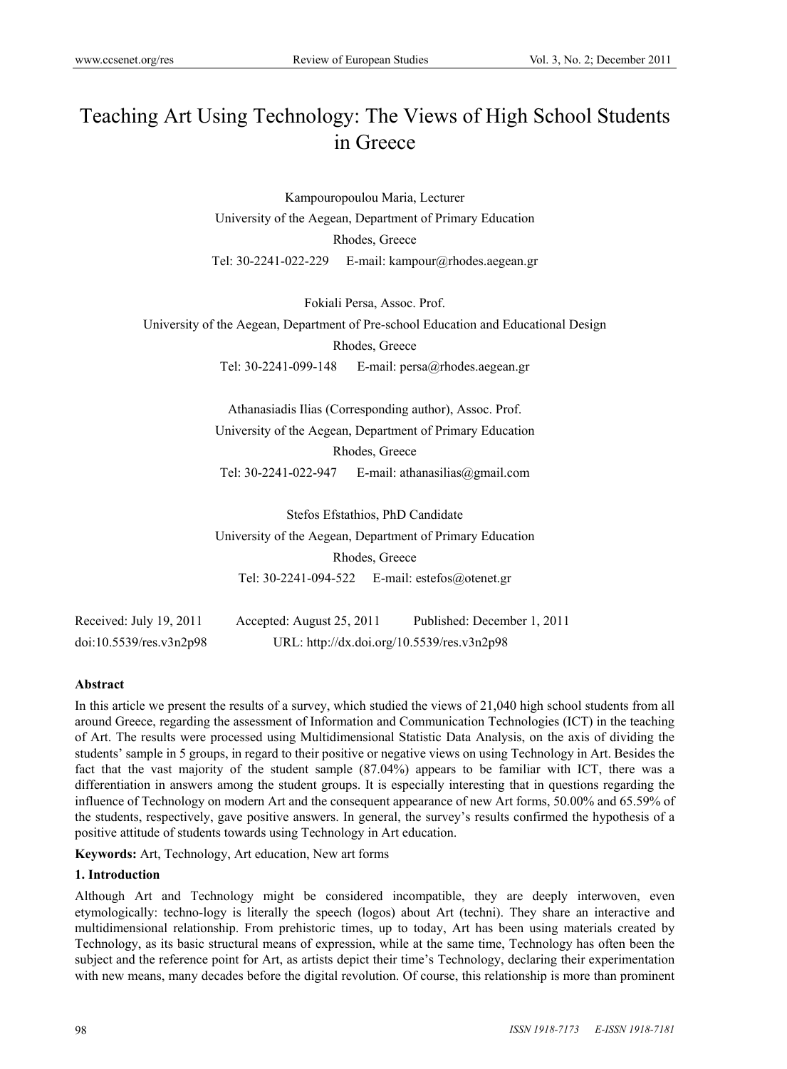# Teaching Art Using Technology: The Views of High School Students in Greece

Kampouropoulou Maria, Lecturer
University of the Aegean, Department of Primary Education
Rhodes, Greece
Tel: 30-2241-022-229 E-mail: kampour@rhodes.aegean.gr

Fokiali Persa, Assoc. Prof.
University of the Aegean, Department of Pre-school Education and Educational Design
Rhodes, Greece
Tel: 30-2241-099-148 E-mail: persa@rhodes.aegean.gr

Athanasiadis Ilias (Corresponding author), Assoc. Prof.
University of the Aegean, Department of Primary Education
Rhodes, Greece
Tel: 30-2241-022-947 E-mail: athanasilias@gmail.com

Stefos Efstathios, PhD Candidate
University of the Aegean, Department of Primary Education
Rhodes, Greece
Tel: 30-2241-094-522 E-mail: estefos@otenet.gr

Received: July 19, 2011 Accepted: August 25, 2011 Published: December 1, 2011
doi:10.5539/res.v3n2p98 URL: http://dx.doi.org/10.5539/res.v3n2p98

**Abstract**

In this article we present the results of a survey, which studied the views of 21,040 high school students from all around Greece, regarding the assessment of Information and Communication Technologies (ICT) in the teaching of Art. The results were processed using Multidimensional Statistic Data Analysis, on the axis of dividing the students' sample in 5 groups, in regard to their positive or negative views on using Technology in Art. Besides the fact that the vast majority of the student sample (87.04%) appears to be familiar with ICT, there was a differentiation in answers among the student groups. It is especially interesting that in questions regarding the influence of Technology on modern Art and the consequent appearance of new Art forms, 50.00% and 65.59% of the students, respectively, gave positive answers. In general, the survey's results confirmed the hypothesis of a positive attitude of students towards using Technology in Art education.

**Keywords:** Art, Technology, Art education, New art forms

## 1. Introduction

Although Art and Technology might be considered incompatible, they are deeply interwoven, even etymologically: techno-logy is literally the speech (logos) about Art (techni). They share an interactive and multidimensional relationship. From prehistoric times, up to today, Art has been using materials created by Technology, as its basic structural means of expression, while at the same time, Technology has often been the subject and the reference point for Art, as artists depict their time's Technology, declaring their experimentation with new means, many decades before the digital revolution. Of course, this relationship is more than prominent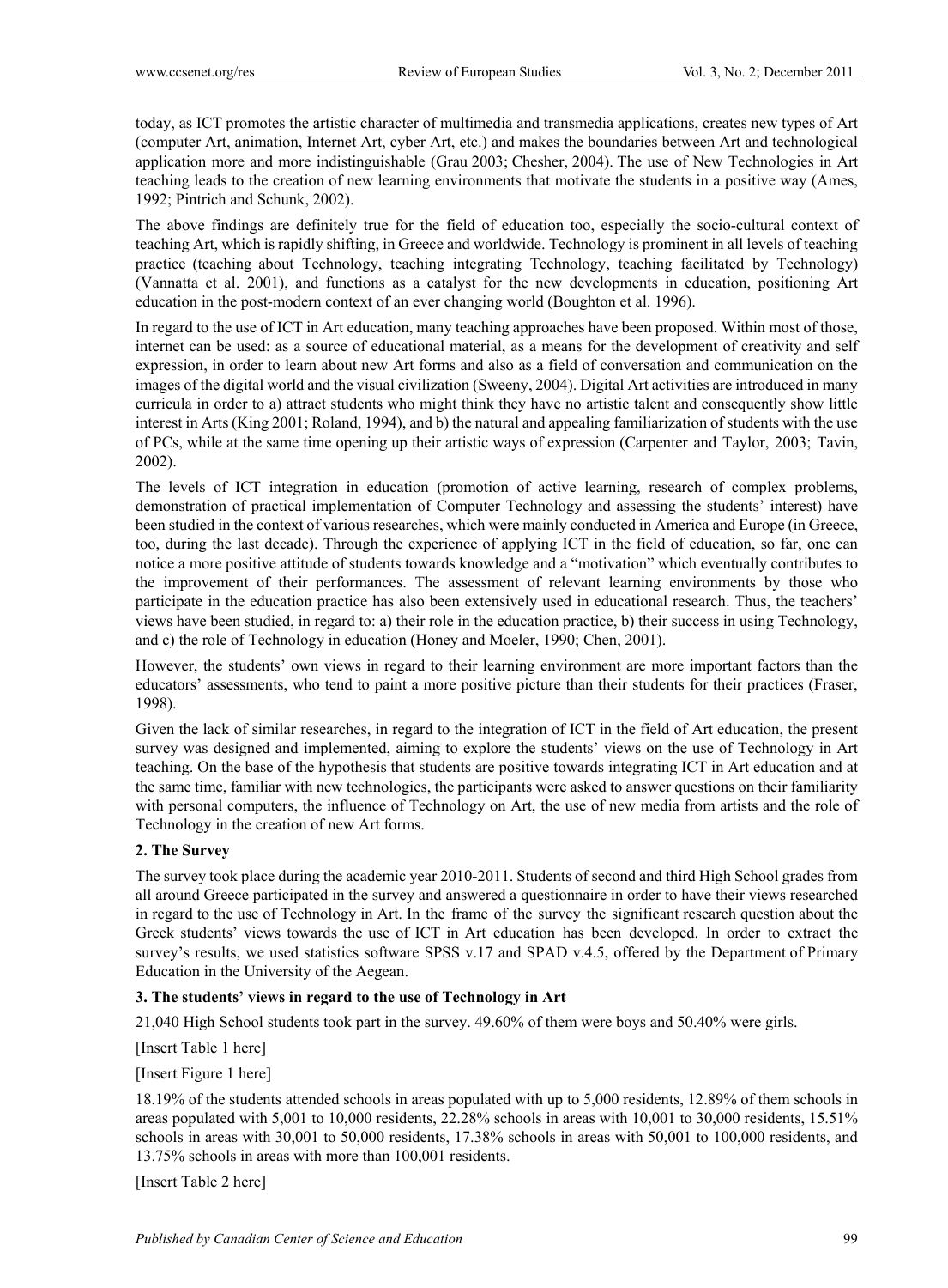today, as ICT promotes the artistic character of multimedia and transmedia applications, creates new types of Art (computer Art, animation, Internet Art, cyber Art, etc.) and makes the boundaries between Art and technological application more and more indistinguishable (Grau 2003; Chesher, 2004). The use of New Technologies in Art teaching leads to the creation of new learning environments that motivate the students in a positive way (Ames, 1992; Pintrich and Schunk, 2002).

The above findings are definitely true for the field of education too, especially the socio-cultural context of teaching Art, which is rapidly shifting, in Greece and worldwide. Technology is prominent in all levels of teaching practice (teaching about Technology, teaching integrating Technology, teaching facilitated by Technology) (Vannatta et al. 2001), and functions as a catalyst for the new developments in education, positioning Art education in the post-modern context of an ever changing world (Boughton et al. 1996).

In regard to the use of ICT in Art education, many teaching approaches have been proposed. Within most of those, internet can be used: as a source of educational material, as a means for the development of creativity and self expression, in order to learn about new Art forms and also as a field of conversation and communication on the images of the digital world and the visual civilization (Sweeny, 2004). Digital Art activities are introduced in many curricula in order to a) attract students who might think they have no artistic talent and consequently show little interest in Arts (King 2001; Roland, 1994), and b) the natural and appealing familiarization of students with the use of PCs, while at the same time opening up their artistic ways of expression (Carpenter and Taylor, 2003; Tavin, 2002).

The levels of ICT integration in education (promotion of active learning, research of complex problems, demonstration of practical implementation of Computer Technology and assessing the students' interest) have been studied in the context of various researches, which were mainly conducted in America and Europe (in Greece, too, during the last decade). Through the experience of applying ICT in the field of education, so far, one can notice a more positive attitude of students towards knowledge and a "motivation" which eventually contributes to the improvement of their performances. The assessment of relevant learning environments by those who participate in the education practice has also been extensively used in educational research. Thus, the teachers' views have been studied, in regard to: a) their role in the education practice, b) their success in using Technology, and c) the role of Technology in education (Honey and Moeler, 1990; Chen, 2001).

However, the students' own views in regard to their learning environment are more important factors than the educators' assessments, who tend to paint a more positive picture than their students for their practices (Fraser, 1998).

Given the lack of similar researches, in regard to the integration of ICT in the field of Art education, the present survey was designed and implemented, aiming to explore the students' views on the use of Technology in Art teaching. On the base of the hypothesis that students are positive towards integrating ICT in Art education and at the same time, familiar with new technologies, the participants were asked to answer questions on their familiarity with personal computers, the influence of Technology on Art, the use of new media from artists and the role of Technology in the creation of new Art forms.

## 2. The Survey

The survey took place during the academic year 2010-2011. Students of second and third High School grades from all around Greece participated in the survey and answered a questionnaire in order to have their views researched in regard to the use of Technology in Art. In the frame of the survey the significant research question about the Greek students' views towards the use of ICT in Art education has been developed. In order to extract the survey's results, we used statistics software SPSS v.17 and SPAD v.4.5, offered by the Department of Primary Education in the University of the Aegean.

## 3. The students' views in regard to the use of Technology in Art

21,040 High School students took part in the survey. 49.60% of them were boys and 50.40% were girls.

[Insert Table 1 here]

[Insert Figure 1 here]

18.19% of the students attended schools in areas populated with up to 5,000 residents, 12.89% of them schools in areas populated with 5,001 to 10,000 residents, 22.28% schools in areas with 10,001 to 30,000 residents, 15.51% schools in areas with 30,001 to 50,000 residents, 17.38% schools in areas with 50,001 to 100,000 residents, and 13.75% schools in areas with more than 100,001 residents.

[Insert Table 2 here]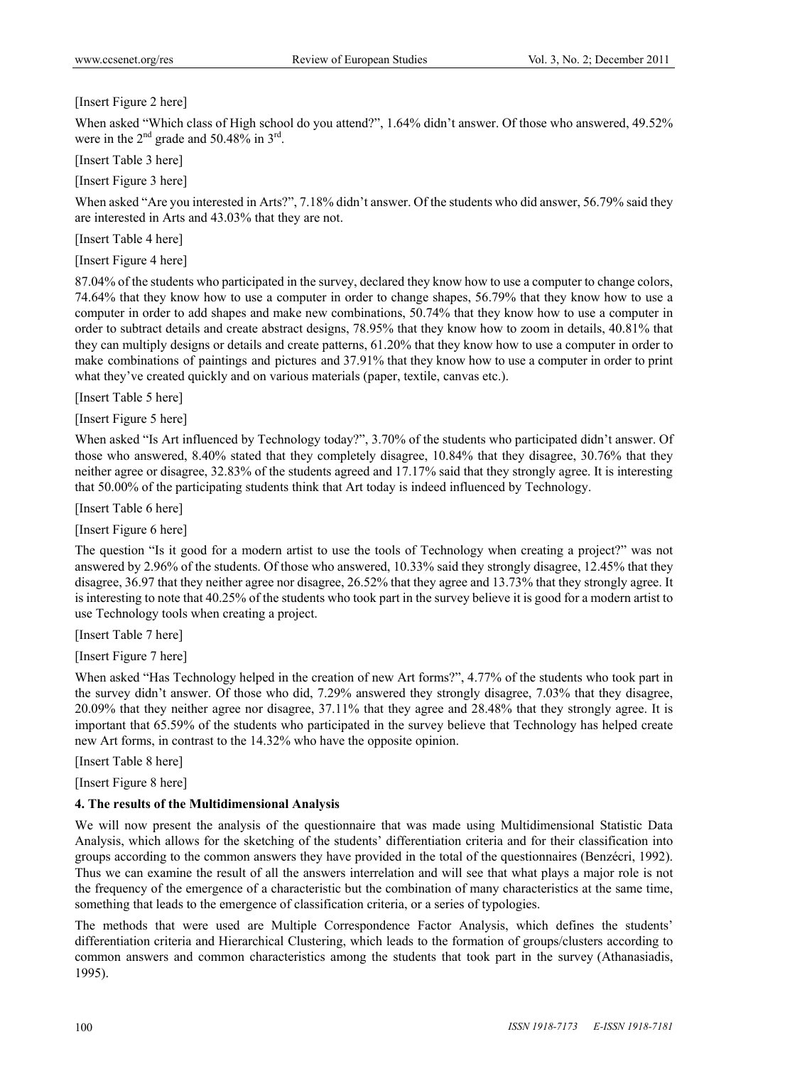[Insert Figure 2 here]

When asked "Which class of High school do you attend?", 1.64% didn't answer. Of those who answered, 49.52% were in the 2nd grade and 50.48% in 3rd.

[Insert Table 3 here]

[Insert Figure 3 here]

When asked "Are you interested in Arts?", 7.18% didn't answer. Of the students who did answer, 56.79% said they are interested in Arts and 43.03% that they are not.

[Insert Table 4 here]

[Insert Figure 4 here]

87.04% of the students who participated in the survey, declared they know how to use a computer to change colors, 74.64% that they know how to use a computer in order to change shapes, 56.79% that they know how to use a computer in order to add shapes and make new combinations, 50.74% that they know how to use a computer in order to subtract details and create abstract designs, 78.95% that they know how to zoom in details, 40.81% that they can multiply designs or details and create patterns, 61.20% that they know how to use a computer in order to make combinations of paintings and pictures and 37.91% that they know how to use a computer in order to print what they've created quickly and on various materials (paper, textile, canvas etc.).

[Insert Table 5 here]

[Insert Figure 5 here]

When asked "Is Art influenced by Technology today?", 3.70% of the students who participated didn't answer. Of those who answered, 8.40% stated that they completely disagree, 10.84% that they disagree, 30.76% that they neither agree or disagree, 32.83% of the students agreed and 17.17% said that they strongly agree. It is interesting that 50.00% of the participating students think that Art today is indeed influenced by Technology.

[Insert Table 6 here]

[Insert Figure 6 here]

The question "Is it good for a modern artist to use the tools of Technology when creating a project?" was not answered by 2.96% of the students. Of those who answered, 10.33% said they strongly disagree, 12.45% that they disagree, 36.97 that they neither agree nor disagree, 26.52% that they agree and 13.73% that they strongly agree. It is interesting to note that 40.25% of the students who took part in the survey believe it is good for a modern artist to use Technology tools when creating a project.

[Insert Table 7 here]

[Insert Figure 7 here]

When asked "Has Technology helped in the creation of new Art forms?", 4.77% of the students who took part in the survey didn't answer. Of those who did, 7.29% answered they strongly disagree, 7.03% that they disagree, 20.09% that they neither agree nor disagree, 37.11% that they agree and 28.48% that they strongly agree. It is important that 65.59% of the students who participated in the survey believe that Technology has helped create new Art forms, in contrast to the 14.32% who have the opposite opinion.

[Insert Table 8 here]

[Insert Figure 8 here]

**4. The results of the Multidimensional Analysis**

We will now present the analysis of the questionnaire that was made using Multidimensional Statistic Data Analysis, which allows for the sketching of the students' differentiation criteria and for their classification into groups according to the common answers they have provided in the total of the questionnaires (Benzécri, 1992). Thus we can examine the result of all the answers interrelation and will see that what plays a major role is not the frequency of the emergence of a characteristic but the combination of many characteristics at the same time, something that leads to the emergence of classification criteria, or a series of typologies.

The methods that were used are Multiple Correspondence Factor Analysis, which defines the students' differentiation criteria and Hierarchical Clustering, which leads to the formation of groups/clusters according to common answers and common characteristics among the students that took part in the survey (Athanasiadis, 1995).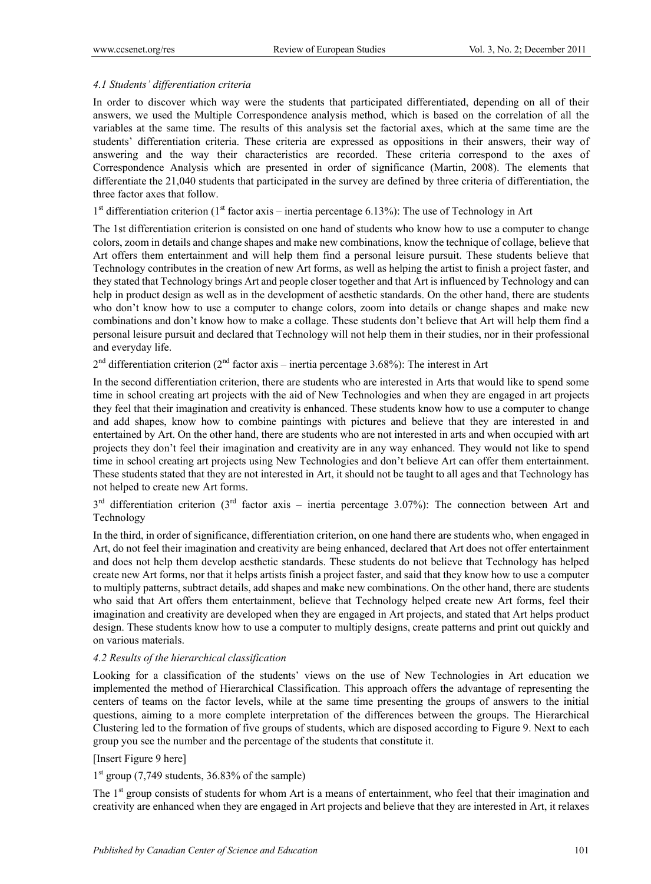*4.1 Students' differentiation criteria*

In order to discover which way were the students that participated differentiated, depending on all of their answers, we used the Multiple Correspondence analysis method, which is based on the correlation of all the variables at the same time. The results of this analysis set the factorial axes, which at the same time are the students' differentiation criteria. These criteria are expressed as oppositions in their answers, their way of answering and the way their characteristics are recorded. These criteria correspond to the axes of Correspondence Analysis which are presented in order of significance (Martin, 2008). The elements that differentiate the 21,040 students that participated in the survey are defined by three criteria of differentiation, the three factor axes that follow.

1st differentiation criterion (1st factor axis – inertia percentage 6.13%): The use of Technology in Art

The 1st differentiation criterion is consisted on one hand of students who know how to use a computer to change colors, zoom in details and change shapes and make new combinations, know the technique of collage, believe that Art offers them entertainment and will help them find a personal leisure pursuit. These students believe that Technology contributes in the creation of new Art forms, as well as helping the artist to finish a project faster, and they stated that Technology brings Art and people closer together and that Art is influenced by Technology and can help in product design as well as in the development of aesthetic standards. On the other hand, there are students who don't know how to use a computer to change colors, zoom into details or change shapes and make new combinations and don't know how to make a collage. These students don't believe that Art will help them find a personal leisure pursuit and declared that Technology will not help them in their studies, nor in their professional and everyday life.

2nd differentiation criterion (2nd factor axis – inertia percentage 3.68%): The interest in Art

In the second differentiation criterion, there are students who are interested in Arts that would like to spend some time in school creating art projects with the aid of New Technologies and when they are engaged in art projects they feel that their imagination and creativity is enhanced. These students know how to use a computer to change and add shapes, know how to combine paintings with pictures and believe that they are interested in and entertained by Art. On the other hand, there are students who are not interested in arts and when occupied with art projects they don't feel their imagination and creativity are in any way enhanced. They would not like to spend time in school creating art projects using New Technologies and don't believe Art can offer them entertainment. These students stated that they are not interested in Art, it should not be taught to all ages and that Technology has not helped to create new Art forms.

3rd differentiation criterion (3rd factor axis – inertia percentage 3.07%): The connection between Art and Technology

In the third, in order of significance, differentiation criterion, on one hand there are students who, when engaged in Art, do not feel their imagination and creativity are being enhanced, declared that Art does not offer entertainment and does not help them develop aesthetic standards. These students do not believe that Technology has helped create new Art forms, nor that it helps artists finish a project faster, and said that they know how to use a computer to multiply patterns, subtract details, add shapes and make new combinations. On the other hand, there are students who said that Art offers them entertainment, believe that Technology helped create new Art forms, feel their imagination and creativity are developed when they are engaged in Art projects, and stated that Art helps product design. These students know how to use a computer to multiply designs, create patterns and print out quickly and on various materials.

*4.2 Results of the hierarchical classification*

Looking for a classification of the students' views on the use of New Technologies in Art education we implemented the method of Hierarchical Classification. This approach offers the advantage of representing the centers of teams on the factor levels, while at the same time presenting the groups of answers to the initial questions, aiming to a more complete interpretation of the differences between the groups. The Hierarchical Clustering led to the formation of five groups of students, which are disposed according to Figure 9. Next to each group you see the number and the percentage of the students that constitute it.

[Insert Figure 9 here]

1st group (7,749 students, 36.83% of the sample)

The 1st group consists of students for whom Art is a means of entertainment, who feel that their imagination and creativity are enhanced when they are engaged in Art projects and believe that they are interested in Art, it relaxes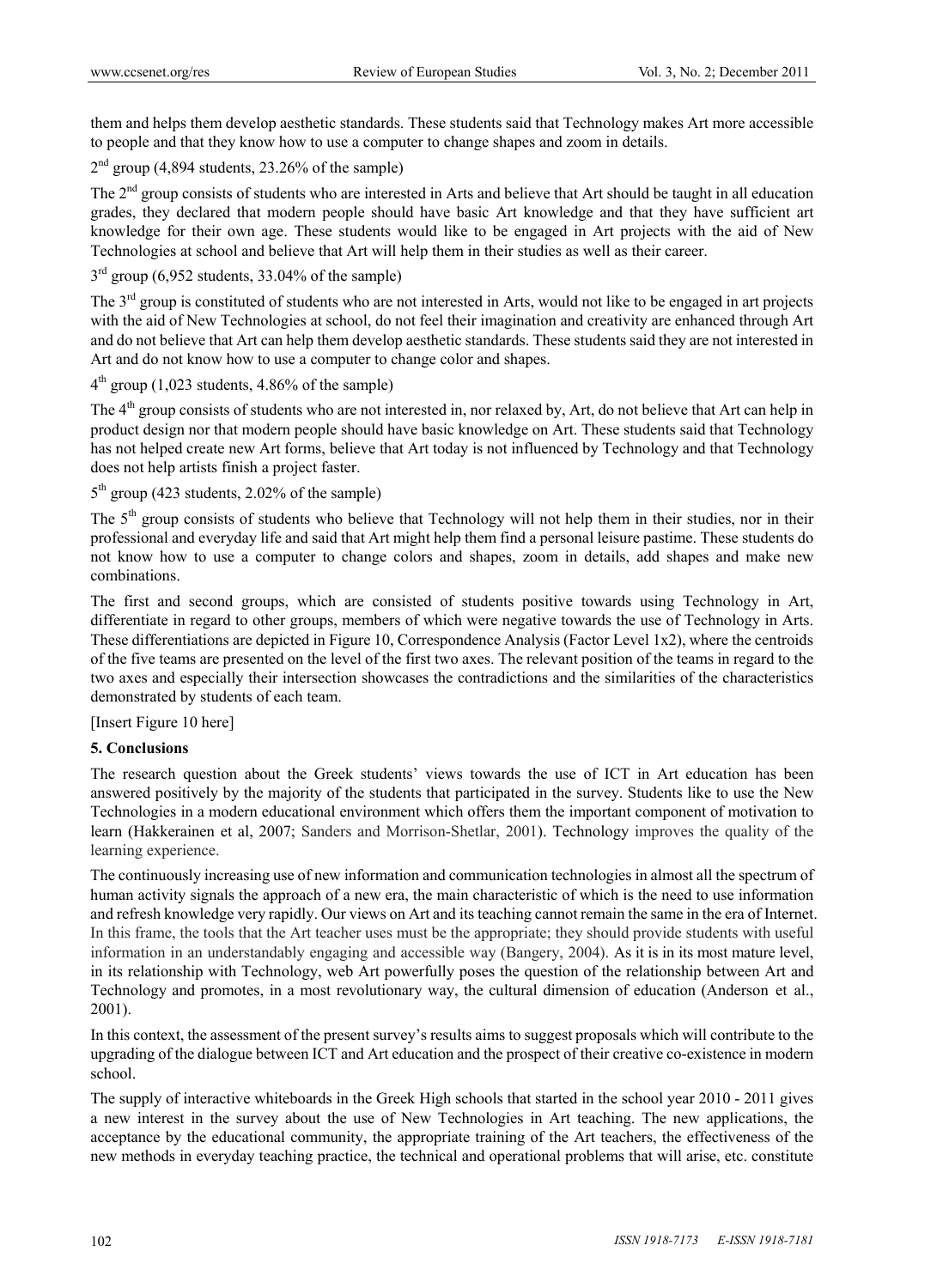them and helps them develop aesthetic standards. These students said that Technology makes Art more accessible to people and that they know how to use a computer to change shapes and zoom in details.

2nd group (4,894 students, 23.26% of the sample)

The 2nd group consists of students who are interested in Arts and believe that Art should be taught in all education grades, they declared that modern people should have basic Art knowledge and that they have sufficient art knowledge for their own age. These students would like to be engaged in Art projects with the aid of New Technologies at school and believe that Art will help them in their studies as well as their career.

3rd group (6,952 students, 33.04% of the sample)

The 3rd group is constituted of students who are not interested in Arts, would not like to be engaged in art projects with the aid of New Technologies at school, do not feel their imagination and creativity are enhanced through Art and do not believe that Art can help them develop aesthetic standards. These students said they are not interested in Art and do not know how to use a computer to change color and shapes.

4th group (1,023 students, 4.86% of the sample)

The 4th group consists of students who are not interested in, nor relaxed by, Art, do not believe that Art can help in product design nor that modern people should have basic knowledge on Art. These students said that Technology has not helped create new Art forms, believe that Art today is not influenced by Technology and that Technology does not help artists finish a project faster.

5th group (423 students, 2.02% of the sample)

The 5th group consists of students who believe that Technology will not help them in their studies, nor in their professional and everyday life and said that Art might help them find a personal leisure pastime. These students do not know how to use a computer to change colors and shapes, zoom in details, add shapes and make new combinations.

The first and second groups, which are consisted of students positive towards using Technology in Art, differentiate in regard to other groups, members of which were negative towards the use of Technology in Arts. These differentiations are depicted in Figure 10, Correspondence Analysis (Factor Level 1x2), where the centroids of the five teams are presented on the level of the first two axes. The relevant position of the teams in regard to the two axes and especially their intersection showcases the contradictions and the similarities of the characteristics demonstrated by students of each team.

[Insert Figure 10 here]

## 5. Conclusions

The research question about the Greek students' views towards the use of ICT in Art education has been answered positively by the majority of the students that participated in the survey. Students like to use the New Technologies in a modern educational environment which offers them the important component of motivation to learn (Hakkerainen et al, 2007; Sanders and Morrison-Shetlar, 2001). Technology improves the quality of the learning experience.

The continuously increasing use of new information and communication technologies in almost all the spectrum of human activity signals the approach of a new era, the main characteristic of which is the need to use information and refresh knowledge very rapidly. Our views on Art and its teaching cannot remain the same in the era of Internet. In this frame, the tools that the Art teacher uses must be the appropriate; they should provide students with useful information in an understandably engaging and accessible way (Bangery, 2004). As it is in its most mature level, in its relationship with Technology, web Art powerfully poses the question of the relationship between Art and Technology and promotes, in a most revolutionary way, the cultural dimension of education (Anderson et al., 2001).

In this context, the assessment of the present survey's results aims to suggest proposals which will contribute to the upgrading of the dialogue between ICT and Art education and the prospect of their creative co-existence in modern school.

The supply of interactive whiteboards in the Greek High schools that started in the school year 2010 - 2011 gives a new interest in the survey about the use of New Technologies in Art teaching. The new applications, the acceptance by the educational community, the appropriate training of the Art teachers, the effectiveness of the new methods in everyday teaching practice, the technical and operational problems that will arise, etc. constitute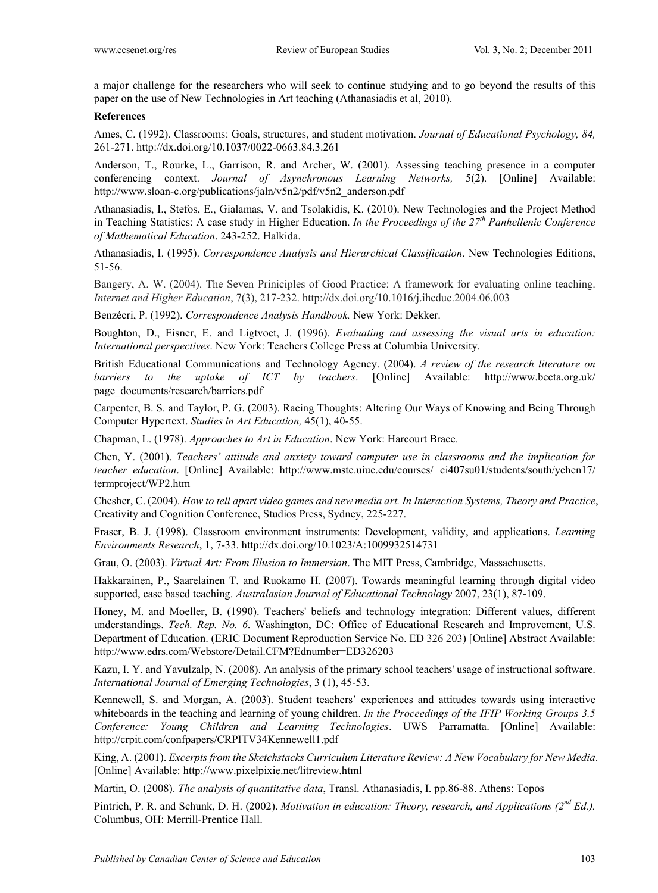a major challenge for the researchers who will seek to continue studying and to go beyond the results of this paper on the use of New Technologies in Art teaching (Athanasiadis et al, 2010).

**References**

Ames, C. (1992). Classrooms: Goals, structures, and student motivation. *Journal of Educational Psychology, 84,* 261-271. http://dx.doi.org/10.1037/0022-0663.84.3.261

Anderson, T., Rourke, L., Garrison, R. and Archer, W. (2001). Assessing teaching presence in a computer conferencing context. *Journal of Asynchronous Learning Networks,* 5(2). [Online] Available: http://www.sloan-c.org/publications/jaln/v5n2/pdf/v5n2_anderson.pdf

Athanasiadis, I., Stefos, E., Gialamas, V. and Tsolakidis, K. (2010). New Technologies and the Project Method in Teaching Statistics: A case study in Higher Education. *In the Proceedings of the 27th Panhellenic Conference of Mathematical Education*. 243-252. Halkida.

Athanasiadis, I. (1995). *Correspondence Analysis and Hierarchical Classification*. New Technologies Editions, 51-56.

Bangery, A. W. (2004). The Seven Priniciples of Good Practice: A framework for evaluating online teaching. *Internet and Higher Education*, 7(3), 217-232. http://dx.doi.org/10.1016/j.iheduc.2004.06.003

Benzécri, P. (1992). *Correspondence Analysis Handbook.* New York: Dekker.

Boughton, D., Eisner, E. and Ligtvoet, J. (1996). *Evaluating and assessing the visual arts in education: International perspectives*. New York: Teachers College Press at Columbia University.

British Educational Communications and Technology Agency. (2004). *A review of the research literature on barriers to the uptake of ICT by teachers*. [Online] Available: http://www.becta.org.uk/page_documents/research/barriers.pdf

Carpenter, B. S. and Taylor, P. G. (2003). Racing Thoughts: Altering Our Ways of Knowing and Being Through Computer Hypertext. *Studies in Art Education,* 45(1), 40-55.

Chapman, L. (1978). *Approaches to Art in Education*. New York: Harcourt Brace.

Chen, Y. (2001). *Teachers' attitude and anxiety toward computer use in classrooms and the implication for teacher education*. [Online] Available: http://www.mste.uiuc.edu/courses/ ci407su01/students/south/ychen17/termproject/WP2.htm

Chesher, C. (2004). *How to tell apart video games and new media art. In Interaction Systems, Theory and Practice*, Creativity and Cognition Conference, Studios Press, Sydney, 225-227.

Fraser, B. J. (1998). Classroom environment instruments: Development, validity, and applications. *Learning Environments Research*, 1, 7-33. http://dx.doi.org/10.1023/A:1009932514731

Grau, O. (2003). *Virtual Art: From Illusion to Immersion*. The MIT Press, Cambridge, Massachusetts.

Hakkarainen, P., Saarelainen T. and Ruokamo H. (2007). Towards meaningful learning through digital video supported, case based teaching. *Australasian Journal of Educational Technology* 2007, 23(1), 87-109.

Honey, M. and Moeller, B. (1990). Teachers' beliefs and technology integration: Different values, different understandings. *Tech. Rep. No. 6*. Washington, DC: Office of Educational Research and Improvement, U.S. Department of Education. (ERIC Document Reproduction Service No. ED 326 203) [Online] Abstract Available: http://www.edrs.com/Webstore/Detail.CFM?Ednumber=ED326203

Kazu, I. Y. and Yavulzalp, N. (2008). An analysis of the primary school teachers' usage of instructional software. *International Journal of Emerging Technologies*, 3 (1), 45-53.

Kennewell, S. and Morgan, A. (2003). Student teachers' experiences and attitudes towards using interactive whiteboards in the teaching and learning of young children. *In the Proceedings of the IFIP Working Groups 3.5 Conference: Young Children and Learning Technologies*. UWS Parramatta. [Online] Available: http://crpit.com/confpapers/CRPITV34Kennewell1.pdf

King, A. (2001). *Excerpts from the Sketchstacks Curriculum Literature Review: A New Vocabulary for New Media*. [Online] Available: http://www.pixelpixie.net/litreview.html

Martin, O. (2008). *The analysis of quantitative data*, Transl. Athanasiadis, I. pp.86-88. Athens: Topos

Pintrich, P. R. and Schunk, D. H. (2002). *Motivation in education: Theory, research, and Applications (2nd Ed.).* Columbus, OH: Merrill-Prentice Hall.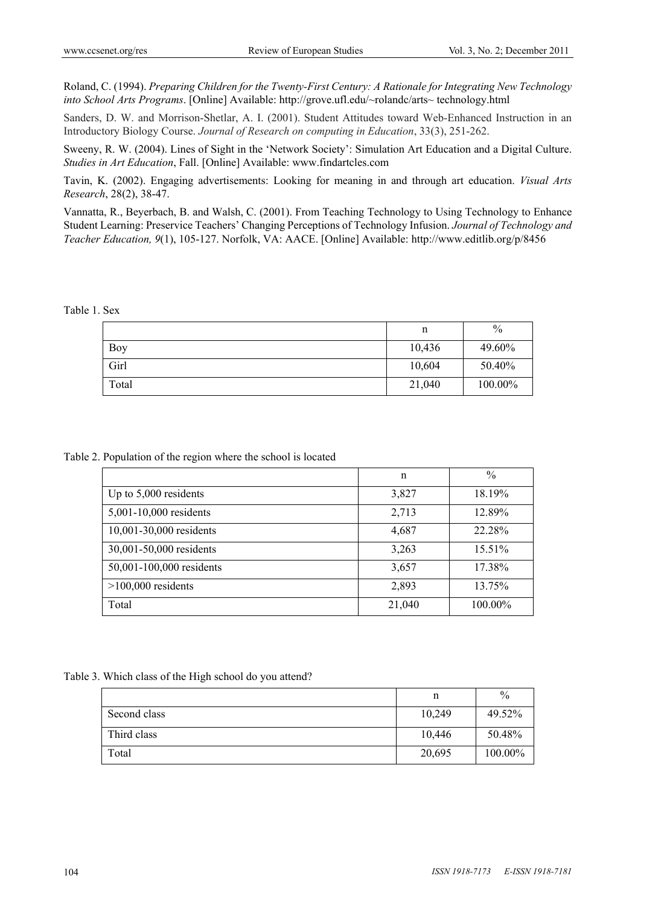Roland, C. (1994). *Preparing Children for the Twenty-First Century: A Rationale for Integrating New Technology into School Arts Programs*. [Online] Available: http://grove.ufl.edu/~rolandc/arts~ technology.html

Sanders, D. W. and Morrison-Shetlar, A. I. (2001). Student Attitudes toward Web-Enhanced Instruction in an Introductory Biology Course. *Journal of Research on computing in Education*, 33(3), 251-262.

Sweeny, R. W. (2004). Lines of Sight in the 'Network Society': Simulation Art Education and a Digital Culture. *Studies in Art Education*, Fall. [Online] Available: www.findartcles.com

Tavin, K. (2002). Engaging advertisements: Looking for meaning in and through art education. *Visual Arts Research*, 28(2), 38-47.

Vannatta, R., Beyerbach, B. and Walsh, C. (2001). From Teaching Technology to Using Technology to Enhance Student Learning: Preservice Teachers' Changing Perceptions of Technology Infusion. *Journal of Technology and Teacher Education, 9*(1), 105-127. Norfolk, VA: AACE. [Online] Available: http://www.editlib.org/p/8456

Table 1. Sex

| | n | % |
|---|---|---|
| Boy | 10,436 | 49.60% |
| Girl | 10,604 | 50.40% |
| Total | 21,040 | 100.00% |

Table 2. Population of the region where the school is located

| | n | % |
|---|---|---|
| Up to 5,000 residents | 3,827 | 18.19% |
| 5,001-10,000 residents | 2,713 | 12.89% |
| 10,001-30,000 residents | 4,687 | 22.28% |
| 30,001-50,000 residents | 3,263 | 15.51% |
| 50,001-100,000 residents | 3,657 | 17.38% |
| >100,000 residents | 2,893 | 13.75% |
| Total | 21,040 | 100.00% |

Table 3. Which class of the High school do you attend?

| | n | % |
|---|---|---|
| Second class | 10,249 | 49.52% |
| Third class | 10,446 | 50.48% |
| Total | 20,695 | 100.00% |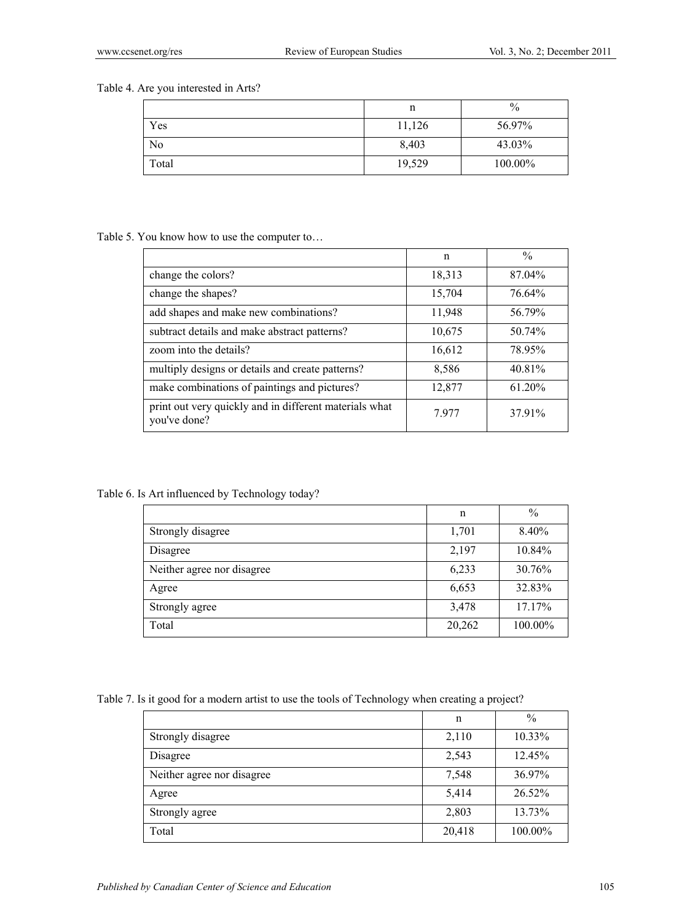Table 4. Are you interested in Arts?

| | n | % |
|---|---|---|
| Yes | 11,126 | 56.97% |
| No | 8,403 | 43.03% |
| Total | 19,529 | 100.00% |

Table 5. You know how to use the computer to…

| | n | % |
|---|---|---|
| change the colors? | 18,313 | 87.04% |
| change the shapes? | 15,704 | 76.64% |
| add shapes and make new combinations? | 11,948 | 56.79% |
| subtract details and make abstract patterns? | 10,675 | 50.74% |
| zoom into the details? | 16,612 | 78.95% |
| multiply designs or details and create patterns? | 8,586 | 40.81% |
| make combinations of paintings and pictures? | 12,877 | 61.20% |
| print out very quickly and in different materials what you've done? | 7.977 | 37.91% |

Table 6. Is Art influenced by Technology today?

| | n | % |
|---|---|---|
| Strongly disagree | 1,701 | 8.40% |
| Disagree | 2,197 | 10.84% |
| Neither agree nor disagree | 6,233 | 30.76% |
| Agree | 6,653 | 32.83% |
| Strongly agree | 3,478 | 17.17% |
| Total | 20,262 | 100.00% |

Table 7. Is it good for a modern artist to use the tools of Technology when creating a project?

| | n | % |
|---|---|---|
| Strongly disagree | 2,110 | 10.33% |
| Disagree | 2,543 | 12.45% |
| Neither agree nor disagree | 7,548 | 36.97% |
| Agree | 5,414 | 26.52% |
| Strongly agree | 2,803 | 13.73% |
| Total | 20,418 | 100.00% |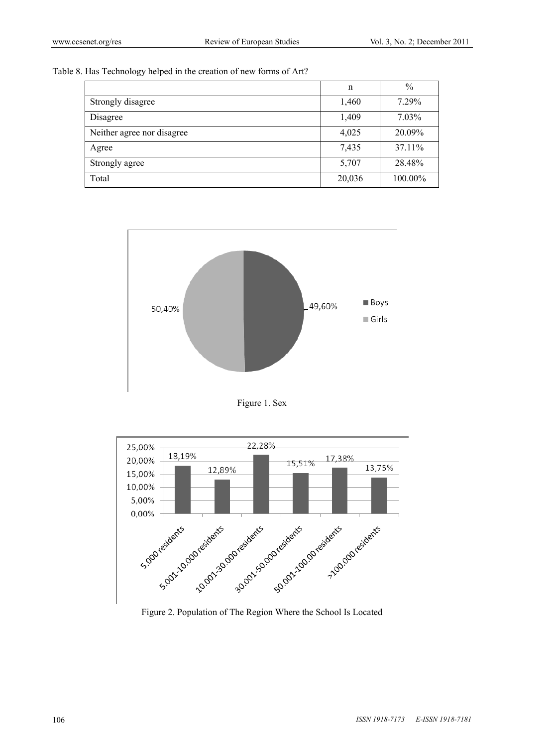Table 8. Has Technology helped in the creation of new forms of Art?

| | n | % |
|---|---|---|
| Strongly disagree | 1,460 | 7.29% |
| Disagree | 1,409 | 7.03% |
| Neither agree nor disagree | 4,025 | 20.09% |
| Agree | 7,435 | 37.11% |
| Strongly agree | 5,707 | 28.48% |
| Total | 20,036 | 100.00% |

Figure 1. Sex

Figure 2. Population of The Region Where the School Is Located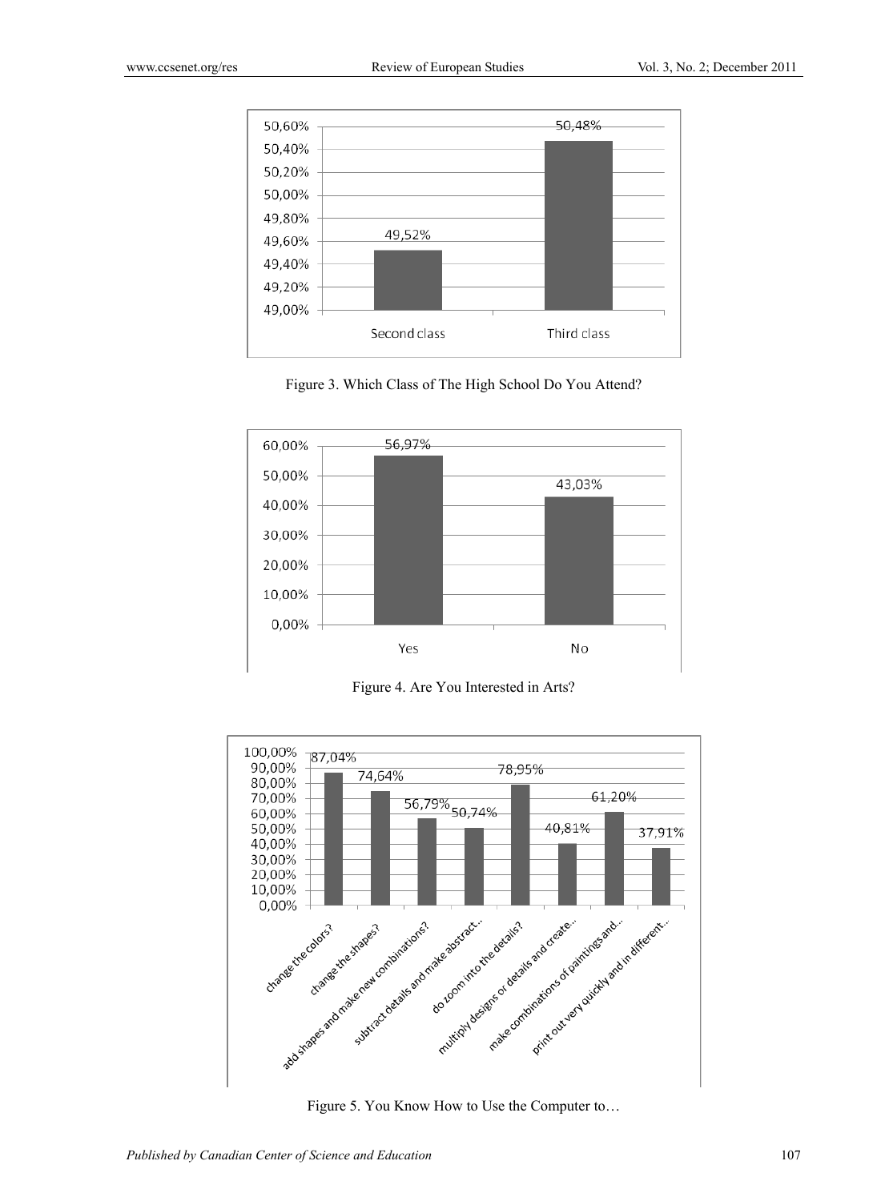Figure 3. Which Class of The High School Do You Attend?

Figure 4. Are You Interested in Arts?

Figure 5. You Know How to Use the Computer to…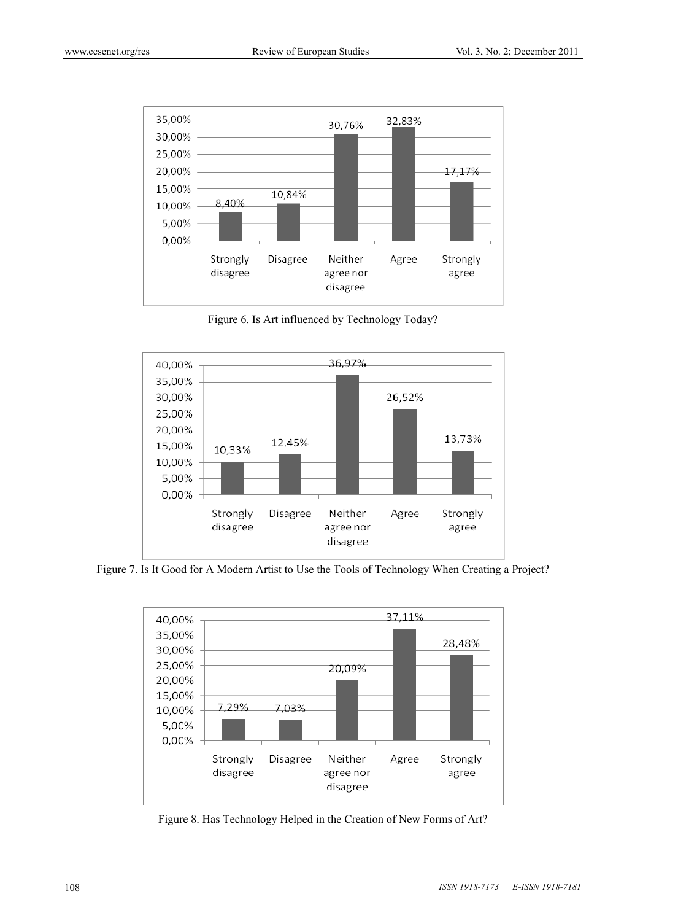| Strongly disagree | Disagree | Neither agree nor disagree | Agree | Strongly agree |
|---|---|---|---|---|
| 8,40% | 10,84% | 30,76% | 32,83% | 17,17% |

Figure 6. Is Art influenced by Technology Today?

| Strongly disagree | Disagree | Neither agree nor disagree | Agree | Strongly agree |
|---|---|---|---|---|
| 10,33% | 12,45% | 36,97% | 26,52% | 13,73% |

Figure 7. Is It Good for A Modern Artist to Use the Tools of Technology When Creating a Project?

| Strongly disagree | Disagree | Neither agree nor disagree | Agree | Strongly agree |
|---|---|---|---|---|
| 7,29% | 7,03% | 20,09% | 37,11% | 28,48% |

Figure 8. Has Technology Helped in the Creation of New Forms of Art?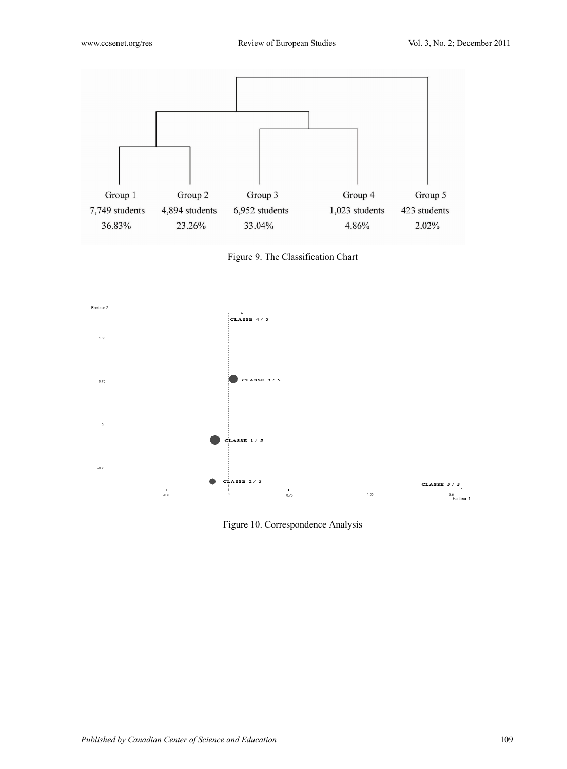Group 1
7,749 students
36.83%

Group 2
4,894 students
23.26%

Group 3
6,952 students
33.04%

Group 4
1,023 students
4.86%

Group 5
423 students
2.02%

Figure 9. The Classification Chart

Facteur 2

CLASSE 4 / 5

CLASSE 3 / 5

CLASSE 1 / 5

CLASSE 2 / 5

CLASSE 5 / 5

1.50

0.75

0

-0.75

-0.75

0

0.75

1.50

3.0

Facteur 1

Figure 10. Correspondence Analysis